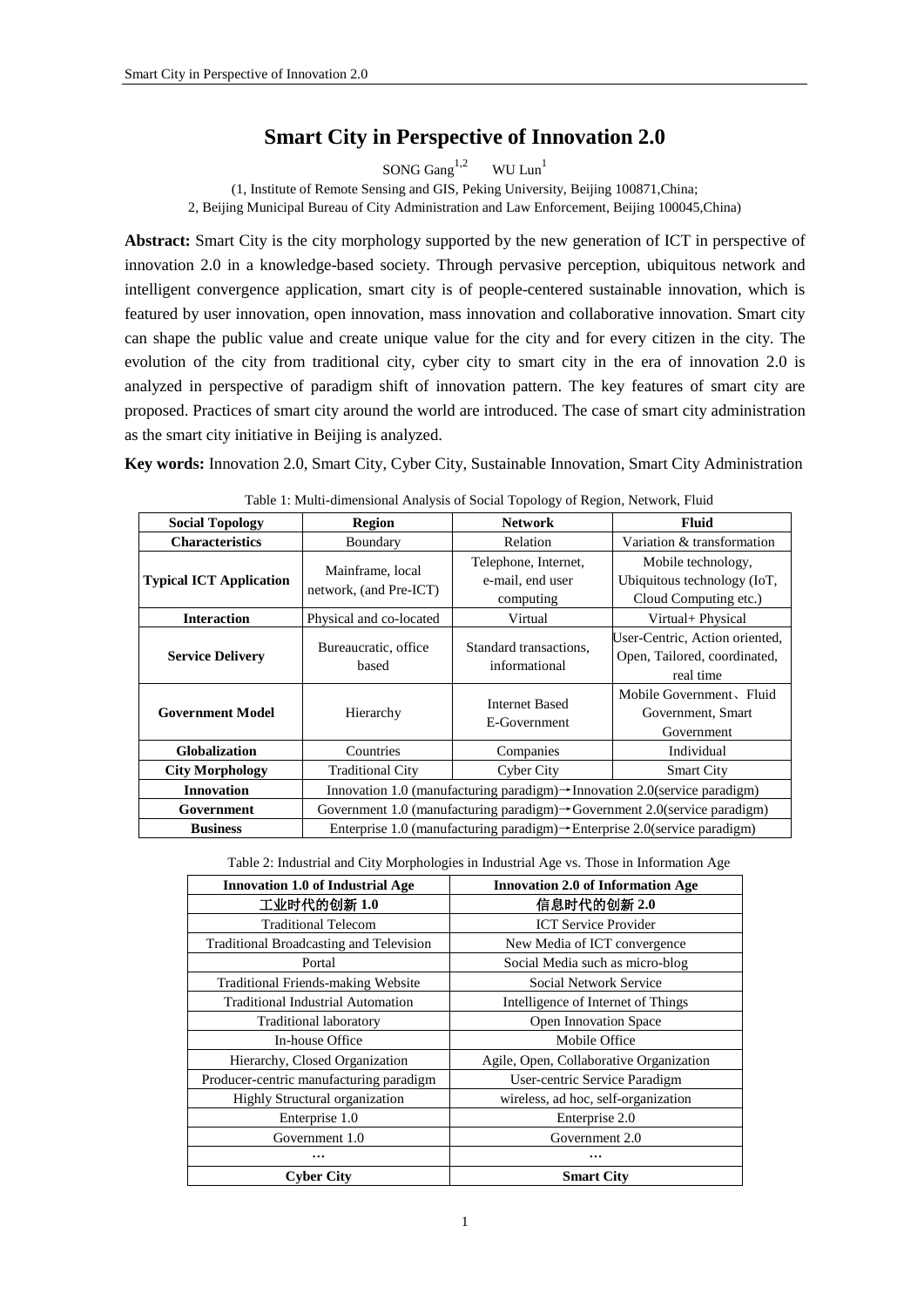# Smart City in Perspective of Innovation 2.0

SONG Gang[1,2] WU Lun[1]

(1, Institute of Remote Sensing and GIS, Peking University, Beijing 100871,China;
2, Beijing Municipal Bureau of City Administration and Law Enforcement, Beijing 100045,China)

**Abstract:** Smart City is the city morphology supported by the new generation of ICT in perspective of innovation 2.0 in a knowledge-based society. Through pervasive perception, ubiquitous network and intelligent convergence application, smart city is of people-centered sustainable innovation, which is featured by user innovation, open innovation, mass innovation and collaborative innovation. Smart city can shape the public value and create unique value for the city and for every citizen in the city. The evolution of the city from traditional city, cyber city to smart city in the era of innovation 2.0 is analyzed in perspective of paradigm shift of innovation pattern. The key features of smart city are proposed. Practices of smart city around the world are introduced. The case of smart city administration as the smart city initiative in Beijing is analyzed.

**Key words:** Innovation 2.0, Smart City, Cyber City, Sustainable Innovation, Smart City Administration

Table 1: Multi-dimensional Analysis of Social Topology of Region, Network, Fluid

| Social Topology | Region | Network | Fluid |
|---|---|---|---|
| **Characteristics** | Boundary | Relation | Variation & transformation |
| **Typical ICT Application** | Mainframe, local network, (and Pre-ICT) | Telephone, Internet, e-mail, end user computing | Mobile technology, Ubiquitous technology (IoT, Cloud Computing etc.) |
| **Interaction** | Physical and co-located | Virtual | Virtual+ Physical |
| **Service Delivery** | Bureaucratic, office based | Standard transactions, informational | User-Centric, Action oriented, Open, Tailored, coordinated, real time |
| **Government Model** | Hierarchy | Internet Based E-Government | Mobile Government、Fluid Government, Smart Government |
| **Globalization** | Countries | Companies | Individual |
| **City Morphology** | Traditional City | Cyber City | Smart City |
| **Innovation** | Innovation 1.0 (manufacturing paradigm)→Innovation 2.0(service paradigm) | | |
| **Government** | Government 1.0 (manufacturing paradigm)→Government 2.0(service paradigm) | | |
| **Business** | Enterprise 1.0 (manufacturing paradigm)→Enterprise 2.0(service paradigm) | | |

Table 2: Industrial and City Morphologies in Industrial Age vs. Those in Information Age

| Innovation 1.0 of Industrial Age | Innovation 2.0 of Information Age |
|---|---|
| **工业时代的创新 1.0** | **信息时代的创新 2.0** |
| Traditional Telecom | ICT Service Provider |
| Traditional Broadcasting and Television | New Media of ICT convergence |
| Portal | Social Media such as micro-blog |
| Traditional Friends-making Website | Social Network Service |
| Traditional Industrial Automation | Intelligence of Internet of Things |
| Traditional laboratory | Open Innovation Space |
| In-house Office | Mobile Office |
| Hierarchy, Closed Organization | Agile, Open, Collaborative Organization |
| Producer-centric manufacturing paradigm | User-centric Service Paradigm |
| Highly Structural organization | wireless, ad hoc, self-organization |
| Enterprise 1.0 | Enterprise 2.0 |
| Government 1.0 | Government 2.0 |
| … | … |
| **Cyber City** | **Smart City** |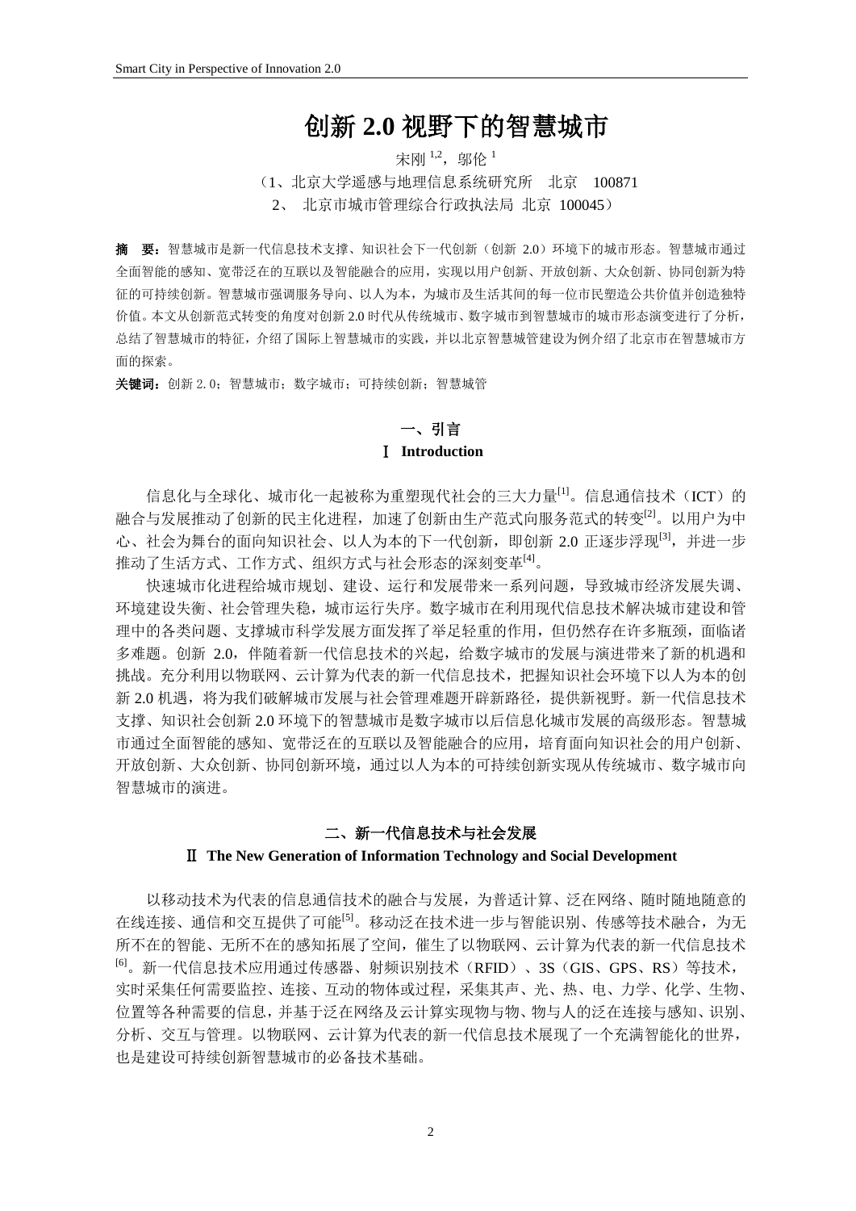# 创新 2.0 视野下的智慧城市

宋刚[1,2]，邬伦[1]

（1、北京大学遥感与地理信息系统研究所　北京　100871

2、 北京市城市管理综合行政执法局 北京 100045）

**摘　要：**智慧城市是新一代信息技术支撑、知识社会下一代创新（创新 2.0）环境下的城市形态。智慧城市通过全面智能的感知、宽带泛在的互联以及智能融合的应用，实现以用户创新、开放创新、大众创新、协同创新为特征的可持续创新。智慧城市强调服务导向、以人为本，为城市及生活其间的每一位市民塑造公共价值并创造独特价值。本文从创新范式转变的角度对创新 2.0 时代从传统城市、数字城市到智慧城市的城市形态演变进行了分析，总结了智慧城市的特征，介绍了国际上智慧城市的实践，并以北京智慧城管建设为例介绍了北京市在智慧城市方面的探索。

**关键词：**创新 2. 0；智慧城市；数字城市；可持续创新；智慧城管

## 一、引言
## Ⅰ Introduction

信息化与全球化、城市化一起被称为重塑现代社会的三大力量[1]。信息通信技术（ICT）的融合与发展推动了创新的民主化进程，加速了创新由生产范式向服务范式的转变[2]。以用户为中心、社会为舞台的面向知识社会、以人为本的下一代创新，即创新 2.0 正逐步浮现[3]，并进一步推动了生活方式、工作方式、组织方式与社会形态的深刻变革[4]。

快速城市化进程给城市规划、建设、运行和发展带来一系列问题，导致城市经济发展失调、环境建设失衡、社会管理失稳，城市运行失序。数字城市在利用现代信息技术解决城市建设和管理中的各类问题、支撑城市科学发展方面发挥了举足轻重的作用，但仍然存在许多瓶颈，面临诸多难题。创新 2.0，伴随着新一代信息技术的兴起，给数字城市的发展与演进带来了新的机遇和挑战。充分利用以物联网、云计算为代表的新一代信息技术，把握知识社会环境下以人为本的创新 2.0 机遇，将为我们破解城市发展与社会管理难题开辟新路径，提供新视野。新一代信息技术支撑、知识社会创新 2.0 环境下的智慧城市是数字城市以后信息化城市发展的高级形态。智慧城市通过全面智能的感知、宽带泛在的互联以及智能融合的应用，培育面向知识社会的用户创新、开放创新、大众创新、协同创新环境，通过以人为本的可持续创新实现从传统城市、数字城市向智慧城市的演进。

## 二、新一代信息技术与社会发展
## Ⅱ The New Generation of Information Technology and Social Development

以移动技术为代表的信息通信技术的融合与发展，为普适计算、泛在网络、随时随地随意的在线连接、通信和交互提供了可能[5]。移动泛在技术进一步与智能识别、传感等技术融合，为无所不在的智能、无所不在的感知拓展了空间，催生了以物联网、云计算为代表的新一代信息技术[6]。新一代信息技术应用通过传感器、射频识别技术（RFID）、3S（GIS、GPS、RS）等技术，实时采集任何需要监控、连接、互动的物体或过程，采集其声、光、热、电、力学、化学、生物、位置等各种需要的信息，并基于泛在网络及云计算实现物与物、物与人的泛在连接与感知、识别、分析、交互与管理。以物联网、云计算为代表的新一代信息技术展现了一个充满智能化的世界，也是建设可持续创新智慧城市的必备技术基础。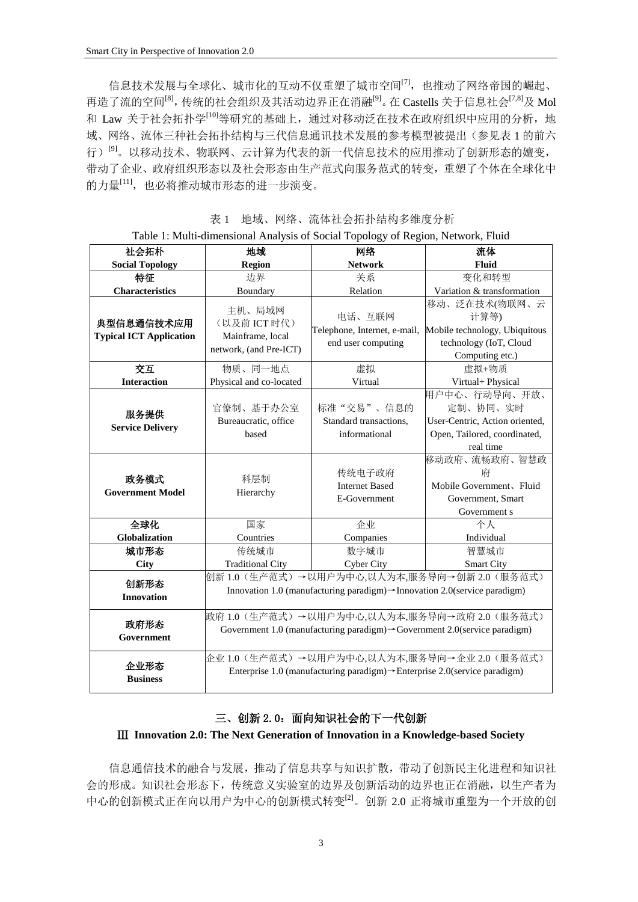信息技术发展与全球化、城市化的互动不仅重塑了城市空间[7]，也推动了网络帝国的崛起、再造了流的空间[8]，传统的社会组织及其活动边界正在消融[9]。在 Castells 关于信息社会[7,8]及 Mol 和 Law 关于社会拓扑学[10]等研究的基础上，通过对移动泛在技术在政府组织中应用的分析，地域、网络、流体三种社会拓扑结构与三代信息通讯技术发展的参考模型被提出（参见表 1 的前六行）[9]。以移动技术、物联网、云计算为代表的新一代信息技术的应用推动了创新形态的嬗变，带动了企业、政府组织形态以及社会形态由生产范式向服务范式的转变，重塑了个体在全球化中的力量[11]，也必将推动城市形态的进一步演变。

表 1　地域、网络、流体社会拓扑结构多维度分析

Table 1: Multi-dimensional Analysis of Social Topology of Region, Network, Fluid

| **社会拓朴 Social Topology** | **地域 Region** | **网络 Network** | **流体 Fluid** |
|---|---|---|---|
| **特征 Characteristics** | 边界 Boundary | 关系 Relation | 变化和转型 Variation & transformation |
| **典型信息通信技术应用 Typical ICT Application** | 主机、局域网（以及前 ICT 时代）Mainframe, local network, (and Pre-ICT) | 电话、互联网 Telephone, Internet, e-mail, end user computing | 移动、泛在技术(物联网、云计算等) Mobile technology, Ubiquitous technology (IoT, Cloud Computing etc.) |
| **交互 Interaction** | 物质、同一地点 Physical and co-located | 虚拟 Virtual | 虚拟+物质 Virtual+ Physical |
| **服务提供 Service Delivery** | 官僚制、基于办公室 Bureaucratic, office based | 标准“交易”、信息的 Standard transactions, informational | 用户中心、行动导向、开放、定制、协同、实时 User-Centric, Action oriented, Open, Tailored, coordinated, real time |
| **政务模式 Government Model** | 科层制 Hierarchy | 传统电子政府 Internet Based E-Government | 移动政府、流畅政府、智慧政府 Mobile Government、Fluid Government, Smart Government s |
| **全球化 Globalization** | 国家 Countries | 企业 Companies | 个人 Individual |
| **城市形态 City** | 传统城市 Traditional City | 数字城市 Cyber City | 智慧城市 Smart City |
| **创新形态 Innovation** | 创新 1.0（生产范式）→以用户为中心,以人为本,服务导向→创新 2.0（服务范式） Innovation 1.0 (manufacturing paradigm)→Innovation 2.0(service paradigm) | | |
| **政府形态 Government** | 政府 1.0（生产范式）→以用户为中心,以人为本,服务导向→政府 2.0（服务范式） Government 1.0 (manufacturing paradigm)→Government 2.0(service paradigm) | | |
| **企业形态 Business** | 企业 1.0（生产范式）→以用户为中心,以人为本,服务导向→企业 2.0（服务范式） Enterprise 1.0 (manufacturing paradigm)→Enterprise 2.0(service paradigm) | | |

## 三、创新 2.0：面向知识社会的下一代创新

## Ⅲ Innovation 2.0: The Next Generation of Innovation in a Knowledge-based Society

信息通信技术的融合与发展，推动了信息共享与知识扩散，带动了创新民主化进程和知识社会的形成。知识社会形态下，传统意义实验室的边界及创新活动的边界也正在消融，以生产者为中心的创新模式正在向以用户为中心的创新模式转变[2]。创新 2.0 正将城市重塑为一个开放的创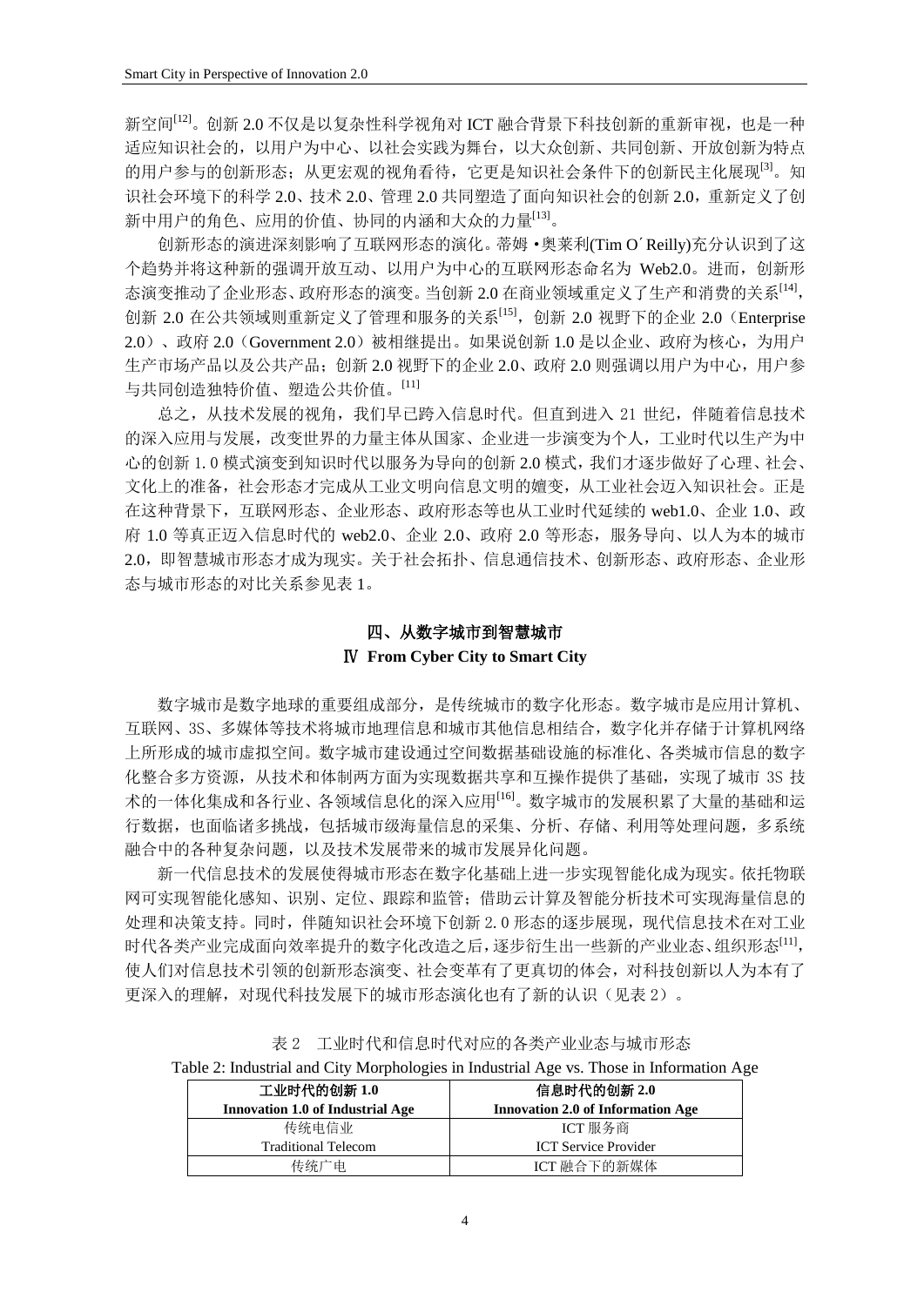新空间[12]。创新 2.0 不仅是以复杂性科学视角对 ICT 融合背景下科技创新的重新审视，也是一种适应知识社会的，以用户为中心、以社会实践为舞台，以大众创新、共同创新、开放创新为特点的用户参与的创新形态；从更宏观的视角看待，它更是知识社会条件下的创新民主化展现[3]。知识社会环境下的科学 2.0、技术 2.0、管理 2.0 共同塑造了面向知识社会的创新 2.0，重新定义了创新中用户的角色、应用的价值、协同的内涵和大众的力量[13]。

创新形态的演进深刻影响了互联网形态的演化。蒂姆•奥莱利(Tim O´Reilly)充分认识到了这个趋势并将这种新的强调开放互动、以用户为中心的互联网形态命名为 Web2.0。进而，创新形态演变推动了企业形态、政府形态的演变。当创新 2.0 在商业领域重定义了生产和消费的关系[14]，创新 2.0 在公共领域则重新定义了管理和服务的关系[15]，创新 2.0 视野下的企业 2.0（Enterprise 2.0）、政府 2.0（Government 2.0）被相继提出。如果说创新 1.0 是以企业、政府为核心，为用户生产市场产品以及公共产品；创新 2.0 视野下的企业 2.0、政府 2.0 则强调以用户为中心，用户参与共同创造独特价值、塑造公共价值。[11]

总之，从技术发展的视角，我们早已跨入信息时代。但直到进入 21 世纪，伴随着信息技术的深入应用与发展，改变世界的力量主体从国家、企业进一步演变为个人，工业时代以生产为中心的创新 1. 0 模式演变到知识时代以服务为导向的创新 2.0 模式，我们才逐步做好了心理、社会、文化上的准备，社会形态才完成从工业文明向信息文明的嬗变，从工业社会迈入知识社会。正是在这种背景下，互联网形态、企业形态、政府形态等也从工业时代延续的 web1.0、企业 1.0、政府 1.0 等真正迈入信息时代的 web2.0、企业 2.0、政府 2.0 等形态，服务导向、以人为本的城市 2.0，即智慧城市形态才成为现实。关于社会拓扑、信息通信技术、创新形态、政府形态、企业形态与城市形态的对比关系参见表 1。

## 四、从数字城市到智慧城市
## Ⅳ From Cyber City to Smart City

数字城市是数字地球的重要组成部分，是传统城市的数字化形态。数字城市是应用计算机、互联网、3S、多媒体等技术将城市地理信息和城市其他信息相结合，数字化并存储于计算机网络上所形成的城市虚拟空间。数字城市建设通过空间数据基础设施的标准化、各类城市信息的数字化整合多方资源，从技术和体制两方面为实现数据共享和互操作提供了基础，实现了城市 3S 技术的一体化集成和各行业、各领域信息化的深入应用[16]。数字城市的发展积累了大量的基础和运行数据，也面临诸多挑战，包括城市级海量信息的采集、分析、存储、利用等处理问题，多系统融合中的各种复杂问题，以及技术发展带来的城市发展异化问题。

新一代信息技术的发展使得城市形态在数字化基础上进一步实现智能化成为现实。依托物联网可实现智能化感知、识别、定位、跟踪和监管；借助云计算及智能分析技术可实现海量信息的处理和决策支持。同时，伴随知识社会环境下创新 2. 0 形态的逐步展现，现代信息技术在对工业时代各类产业完成面向效率提升的数字化改造之后，逐步衍生出一些新的产业业态、组织形态[11]，使人们对信息技术引领的创新形态演变、社会变革有了更真切的体会，对科技创新以人为本有了更深入的理解，对现代科技发展下的城市形态演化也有了新的认识（见表 2）。

表 2　工业时代和信息时代对应的各类产业业态与城市形态

Table 2: Industrial and City Morphologies in Industrial Age vs. Those in Information Age

| 工业时代的创新 1.0<br>Innovation 1.0 of Industrial Age | 信息时代的创新 2.0<br>Innovation 2.0 of Information Age |
|---|---|
| 传统电信业<br>Traditional Telecom | ICT 服务商<br>ICT Service Provider |
| 传统广电 | ICT 融合下的新媒体 |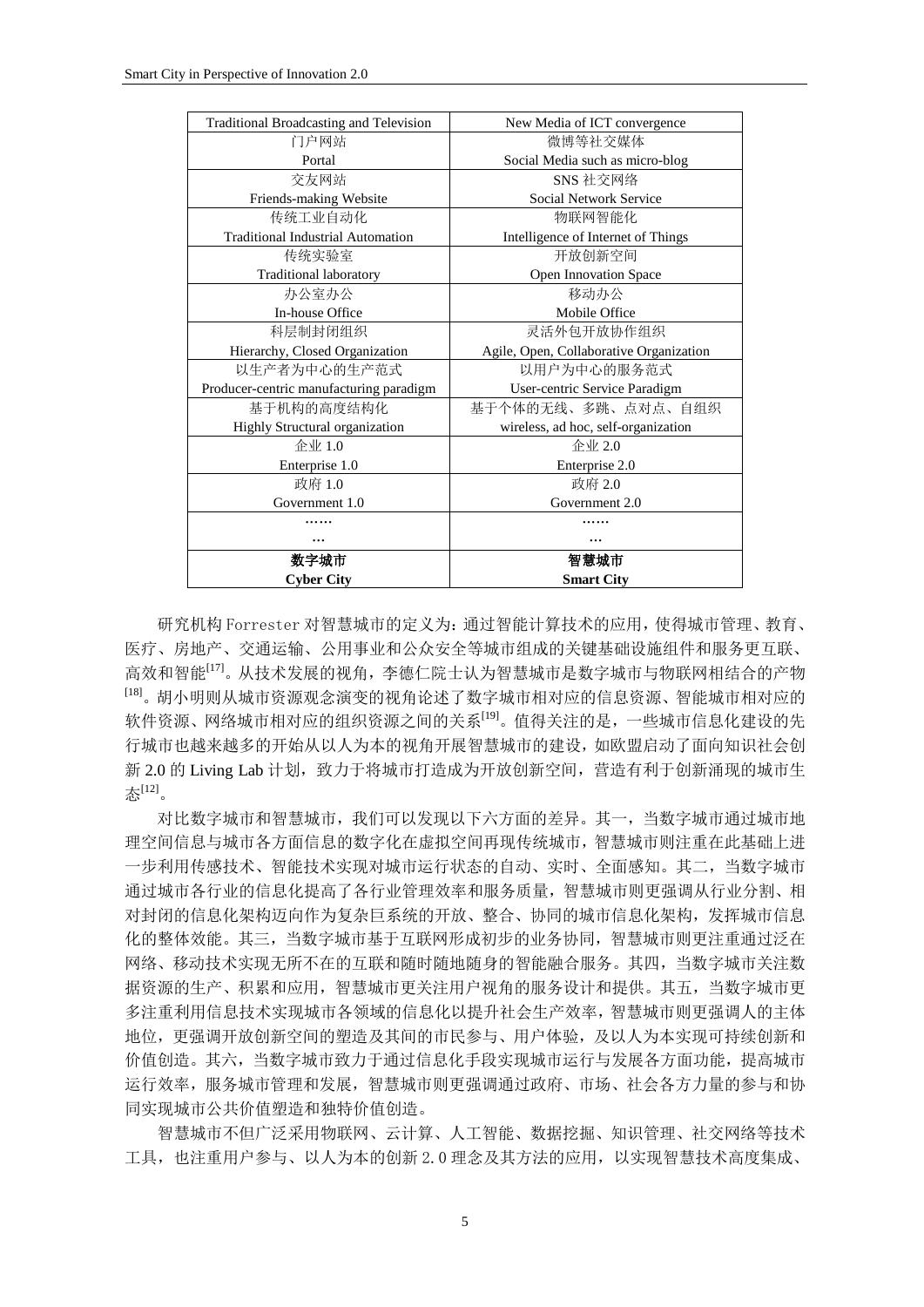| Traditional Broadcasting and Television | New Media of ICT convergence |
| --- | --- |
| 门户网站<br>Portal | 微博等社交媒体<br>Social Media such as micro-blog |
| 交友网站<br>Friends-making Website | SNS 社交网络<br>Social Network Service |
| 传统工业自动化<br>Traditional Industrial Automation | 物联网智能化<br>Intelligence of Internet of Things |
| 传统实验室<br>Traditional laboratory | 开放创新空间<br>Open Innovation Space |
| 办公室办公<br>In-house Office | 移动办公<br>Mobile Office |
| 科层制封闭组织<br>Hierarchy, Closed Organization | 灵活外包开放协作组织<br>Agile, Open, Collaborative Organization |
| 以生产者为中心的生产范式<br>Producer-centric manufacturing paradigm | 以用户为中心的服务范式<br>User-centric Service Paradigm |
| 基于机构的高度结构化<br>Highly Structural organization | 基于个体的无线、多跳、点对点、自组织<br>wireless, ad hoc, self-organization |
| 企业 1.0<br>Enterprise 1.0 | 企业 2.0<br>Enterprise 2.0 |
| 政府 1.0<br>Government 1.0 | 政府 2.0<br>Government 2.0 |
| ……<br>… | ……<br>… |
| **数字城市**<br>**Cyber City** | **智慧城市**<br>**Smart City** |

研究机构 Forrester 对智慧城市的定义为：通过智能计算技术的应用，使得城市管理、教育、医疗、房地产、交通运输、公用事业和公众安全等城市组成的关键基础设施组件和服务更互联、高效和智能[17]。从技术发展的视角，李德仁院士认为智慧城市是数字城市与物联网相结合的产物[18]。胡小明则从城市资源观念演变的视角论述了数字城市相对应的信息资源、智能城市相对应的软件资源、网络城市相对应的组织资源之间的关系[19]。值得关注的是，一些城市信息化建设的先行城市也越来越多的开始从以人为本的视角开展智慧城市的建设，如欧盟启动了面向知识社会创新 2.0 的 Living Lab 计划，致力于将城市打造成为开放创新空间，营造有利于创新涌现的城市生态[12]。

对比数字城市和智慧城市，我们可以发现以下六方面的差异。其一，当数字城市通过城市地理空间信息与城市各方面信息的数字化在虚拟空间再现传统城市，智慧城市则注重在此基础上进一步利用传感技术、智能技术实现对城市运行状态的自动、实时、全面感知。其二，当数字城市通过城市各行业的信息化提高了各行业管理效率和服务质量，智慧城市则更强调从行业分割、相对封闭的信息化架构迈向作为复杂巨系统的开放、整合、协同的城市信息化架构，发挥城市信息化的整体效能。其三，当数字城市基于互联网形成初步的业务协同，智慧城市则更注重通过泛在网络、移动技术实现无所不在的互联和随时随地随身的智能融合服务。其四，当数字城市关注数据资源的生产、积累和应用，智慧城市更关注用户视角的服务设计和提供。其五，当数字城市更多注重利用信息技术实现城市各领域的信息化以提升社会生产效率，智慧城市则更强调人的主体地位，更强调开放创新空间的塑造及其间的市民参与、用户体验，及以人为本实现可持续创新和价值创造。其六，当数字城市致力于通过信息化手段实现城市运行与发展各方面功能，提高城市运行效率，服务城市管理和发展，智慧城市则更强调通过政府、市场、社会各方力量的参与和协同实现城市公共价值塑造和独特价值创造。

智慧城市不但广泛采用物联网、云计算、人工智能、数据挖掘、知识管理、社交网络等技术工具，也注重用户参与、以人为本的创新 2.0 理念及其方法的应用，以实现智慧技术高度集成、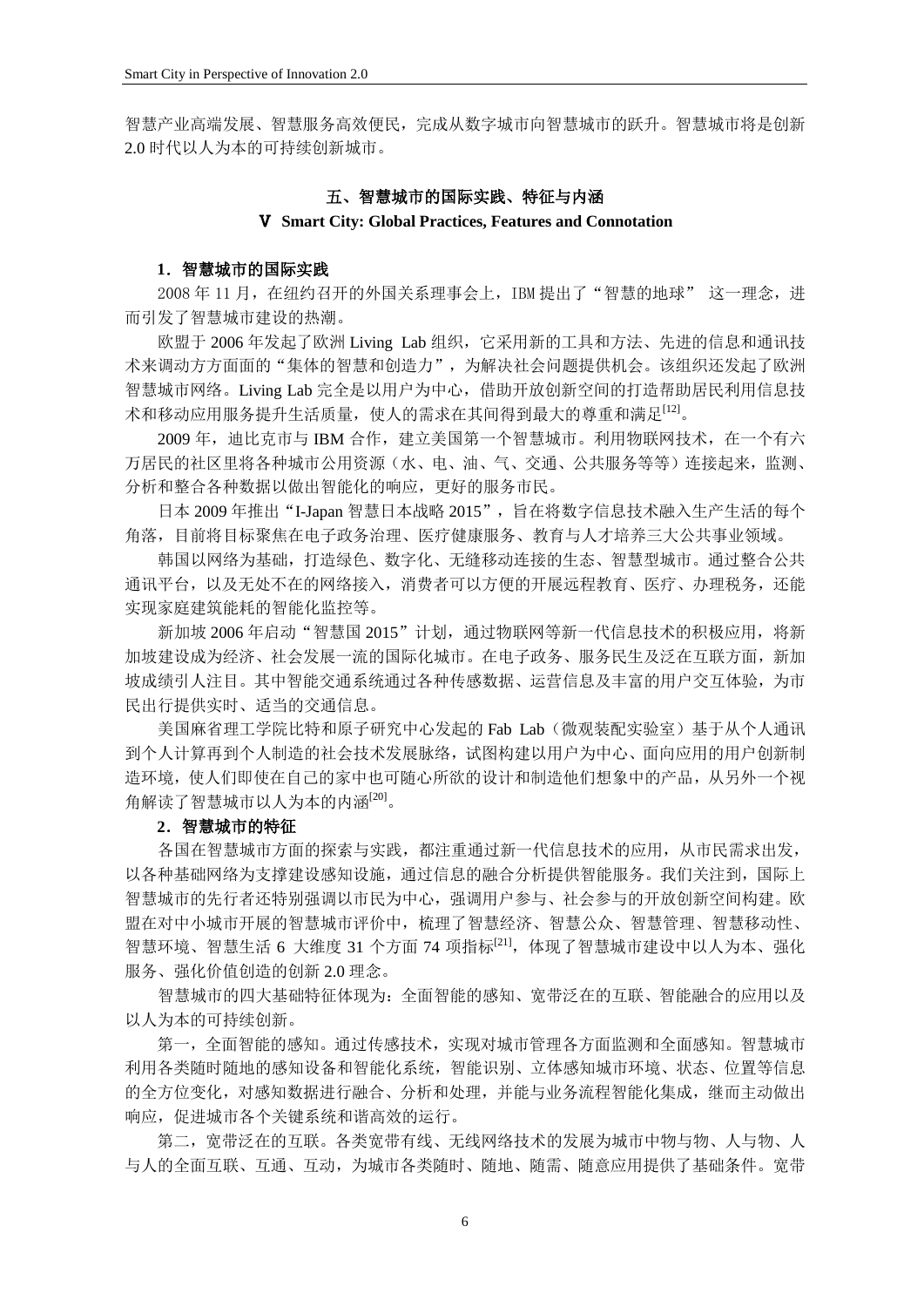智慧产业高端发展、智慧服务高效便民，完成从数字城市向智慧城市的跃升。智慧城市将是创新 2.0 时代以人为本的可持续创新城市。

## 五、智慧城市的国际实践、特征与内涵

## Ⅴ Smart City: Global Practices, Features and Connotation

### 1．智慧城市的国际实践

2008 年 11 月，在纽约召开的外国关系理事会上，IBM 提出了“智慧的地球” 这一理念，进而引发了智慧城市建设的热潮。

欧盟于 2006 年发起了欧洲 Living Lab 组织，它采用新的工具和方法、先进的信息和通讯技术来调动方方面面的“集体的智慧和创造力”，为解决社会问题提供机会。该组织还发起了欧洲智慧城市网络。Living Lab 完全是以用户为中心，借助开放创新空间的打造帮助居民利用信息技术和移动应用服务提升生活质量，使人的需求在其间得到最大的尊重和满足[12]。

2009 年，迪比克市与 IBM 合作，建立美国第一个智慧城市。利用物联网技术，在一个有六万居民的社区里将各种城市公用资源（水、电、油、气、交通、公共服务等等）连接起来，监测、分析和整合各种数据以做出智能化的响应，更好的服务市民。

日本 2009 年推出“I-Japan 智慧日本战略 2015”，旨在将数字信息技术融入生产生活的每个角落，目前将目标聚焦在电子政务治理、医疗健康服务、教育与人才培养三大公共事业领域。

韩国以网络为基础，打造绿色、数字化、无缝移动连接的生态、智慧型城市。通过整合公共通讯平台，以及无处不在的网络接入，消费者可以方便的开展远程教育、医疗、办理税务，还能实现家庭建筑能耗的智能化监控等。

新加坡 2006 年启动“智慧国 2015”计划，通过物联网等新一代信息技术的积极应用，将新加坡建设成为经济、社会发展一流的国际化城市。在电子政务、服务民生及泛在互联方面，新加坡成绩引人注目。其中智能交通系统通过各种传感数据、运营信息及丰富的用户交互体验，为市民出行提供实时、适当的交通信息。

美国麻省理工学院比特和原子研究中心发起的 Fab Lab（微观装配实验室）基于从个人通讯到个人计算再到个人制造的社会技术发展脉络，试图构建以用户为中心、面向应用的用户创新制造环境，使人们即使在自己的家中也可随心所欲的设计和制造他们想象中的产品，从另外一个视角解读了智慧城市以人为本的内涵[20]。

### 2．智慧城市的特征

各国在智慧城市方面的探索与实践，都注重通过新一代信息技术的应用，从市民需求出发，以各种基础网络为支撑建设感知设施，通过信息的融合分析提供智能服务。我们关注到，国际上智慧城市的先行者还特别强调以市民为中心，强调用户参与、社会参与的开放创新空间构建。欧盟在对中小城市开展的智慧城市评价中，梳理了智慧经济、智慧公众、智慧管理、智慧移动性、智慧环境、智慧生活 6 大维度 31 个方面 74 项指标[21]，体现了智慧城市建设中以人为本、强化服务、强化价值创造的创新 2.0 理念。

智慧城市的四大基础特征体现为：全面智能的感知、宽带泛在的互联、智能融合的应用以及以人为本的可持续创新。

第一，全面智能的感知。通过传感技术，实现对城市管理各方面监测和全面感知。智慧城市利用各类随时随地的感知设备和智能化系统，智能识别、立体感知城市环境、状态、位置等信息的全方位变化，对感知数据进行融合、分析和处理，并能与业务流程智能化集成，继而主动做出响应，促进城市各个关键系统和谐高效的运行。

第二，宽带泛在的互联。各类宽带有线、无线网络技术的发展为城市中物与物、人与物、人与人的全面互联、互通、互动，为城市各类随时、随地、随需、随意应用提供了基础条件。宽带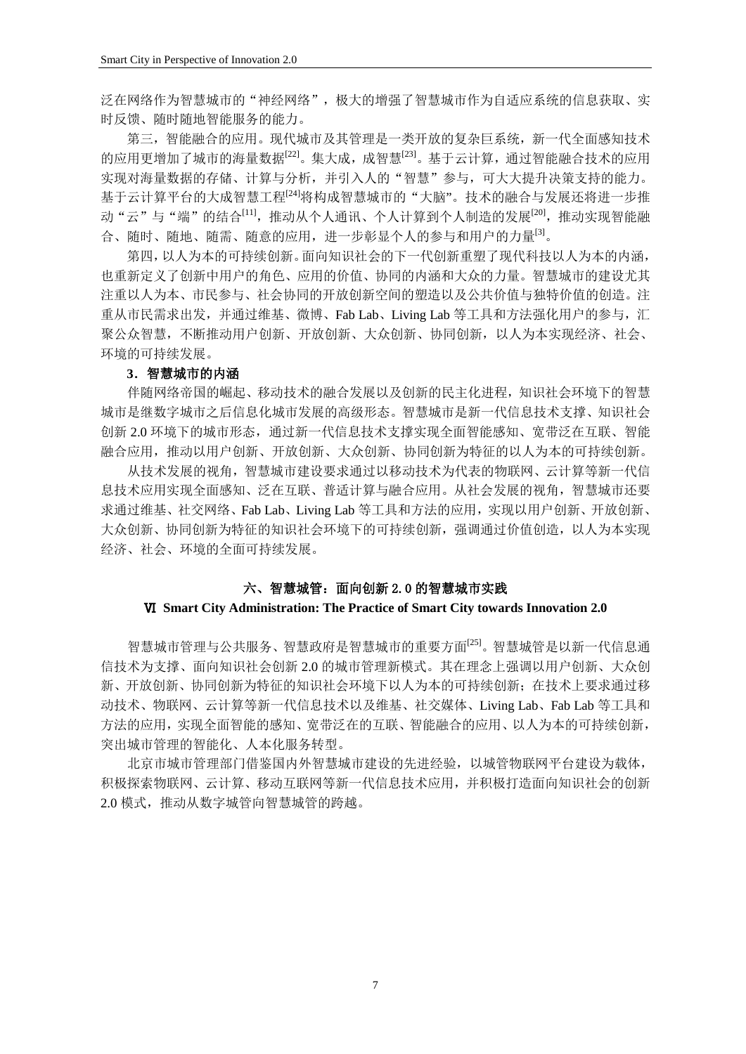泛在网络作为智慧城市的“神经网络”，极大的增强了智慧城市作为自适应系统的信息获取、实时反馈、随时随地智能服务的能力。

第三，智能融合的应用。现代城市及其管理是一类开放的复杂巨系统，新一代全面感知技术的应用更增加了城市的海量数据[22]。集大成，成智慧[23]。基于云计算，通过智能融合技术的应用实现对海量数据的存储、计算与分析，并引入人的“智慧”参与，可大大提升决策支持的能力。基于云计算平台的大成智慧工程[24]将构成智慧城市的“大脑”。技术的融合与发展还将进一步推动“云”与“端”的结合[11]，推动从个人通讯、个人计算到个人制造的发展[20]，推动实现智能融合、随时、随地、随需、随意的应用，进一步彰显个人的参与和用户的力量[3]。

第四，以人为本的可持续创新。面向知识社会的下一代创新重塑了现代科技以人为本的内涵，也重新定义了创新中用户的角色、应用的价值、协同的内涵和大众的力量。智慧城市的建设尤其注重以人为本、市民参与、社会协同的开放创新空间的塑造以及公共价值与独特价值的创造。注重从市民需求出发，并通过维基、微博、Fab Lab、Living Lab 等工具和方法强化用户的参与，汇聚公众智慧，不断推动用户创新、开放创新、大众创新、协同创新，以人为本实现经济、社会、环境的可持续发展。

### 3．智慧城市的内涵

伴随网络帝国的崛起、移动技术的融合发展以及创新的民主化进程，知识社会环境下的智慧城市是继数字城市之后信息化城市发展的高级形态。智慧城市是新一代信息技术支撑、知识社会创新 2.0 环境下的城市形态，通过新一代信息技术支撑实现全面智能感知、宽带泛在互联、智能融合应用，推动以用户创新、开放创新、大众创新、协同创新为特征的以人为本的可持续创新。

从技术发展的视角，智慧城市建设要求通过以移动技术为代表的物联网、云计算等新一代信息技术应用实现全面感知、泛在互联、普适计算与融合应用。从社会发展的视角，智慧城市还要求通过维基、社交网络、Fab Lab、Living Lab 等工具和方法的应用，实现以用户创新、开放创新、大众创新、协同创新为特征的知识社会环境下的可持续创新，强调通过价值创造，以人为本实现经济、社会、环境的全面可持续发展。

## 六、智慧城管：面向创新 2.0 的智慧城市实践

## Ⅵ Smart City Administration: The Practice of Smart City towards Innovation 2.0

智慧城市管理与公共服务、智慧政府是智慧城市的重要方面[25]。智慧城管是以新一代信息通信技术为支撑、面向知识社会创新 2.0 的城市管理新模式。其在理念上强调以用户创新、大众创新、开放创新、协同创新为特征的知识社会环境下以人为本的可持续创新；在技术上要求通过移动技术、物联网、云计算等新一代信息技术以及维基、社交媒体、Living Lab、Fab Lab 等工具和方法的应用，实现全面智能的感知、宽带泛在的互联、智能融合的应用、以人为本的可持续创新，突出城市管理的智能化、人本化服务转型。

北京市城市管理部门借鉴国内外智慧城市建设的先进经验，以城管物联网平台建设为载体，积极探索物联网、云计算、移动互联网等新一代信息技术应用，并积极打造面向知识社会的创新 2.0 模式，推动从数字城管向智慧城管的跨越。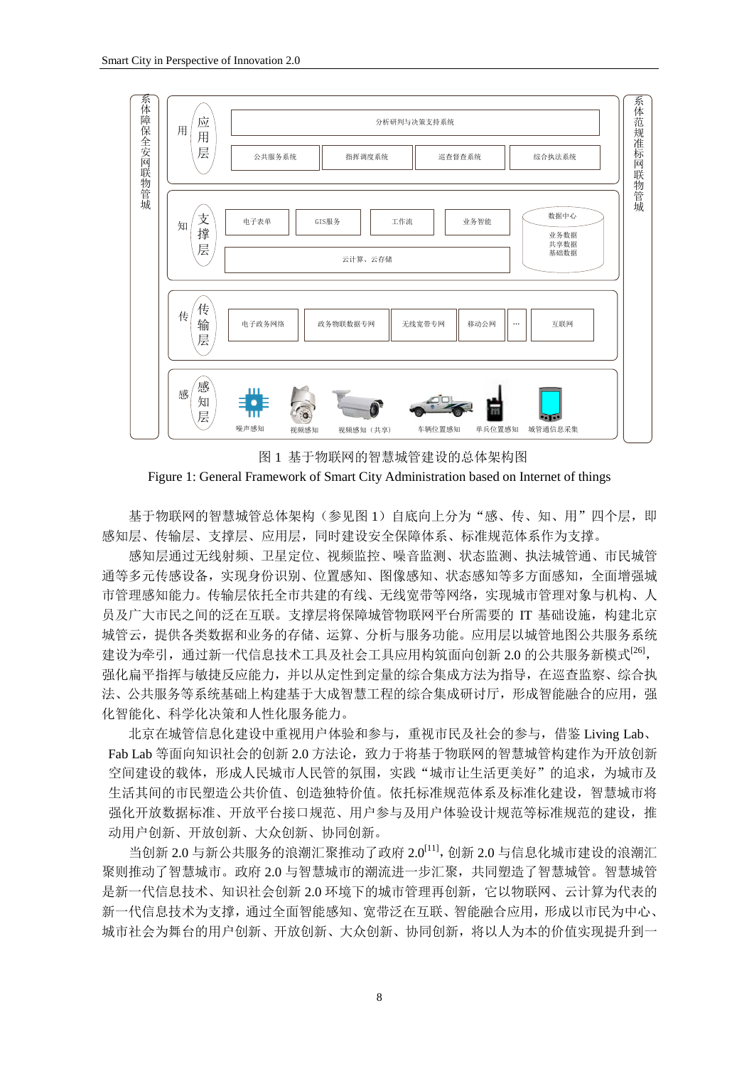图 1 基于物联网的智慧城管建设的总体架构图

Figure 1: General Framework of Smart City Administration based on Internet of things

基于物联网的智慧城管总体架构（参见图 1）自底向上分为“感、传、知、用”四个层，即感知层、传输层、支撑层、应用层，同时建设安全保障体系、标准规范体系作为支撑。

感知层通过无线射频、卫星定位、视频监控、噪音监测、状态监测、执法城管通、市民城管通等多元传感设备，实现身份识别、位置感知、图像感知、状态感知等多方面感知，全面增强城市管理感知能力。传输层依托全市共建的有线、无线宽带等网络，实现城市管理对象与机构、人员及广大市民之间的泛在互联。支撑层将保障城管物联网平台所需要的 IT 基础设施，构建北京城管云，提供各类数据和业务的存储、运算、分析与服务功能。应用层以城管地图公共服务系统建设为牵引，通过新一代信息技术工具及社会工具应用构筑面向创新 2.0 的公共服务新模式[26]，强化扁平指挥与敏捷反应能力，并以从定性到定量的综合集成方法为指导，在巡查监察、综合执法、公共服务等系统基础上构建基于大成智慧工程的综合集成研讨厅，形成智能融合的应用，强化智能化、科学化决策和人性化服务能力。

北京在城管信息化建设中重视用户体验和参与，重视市民及社会的参与，借鉴 Living Lab、Fab Lab 等面向知识社会的创新 2.0 方法论，致力于将基于物联网的智慧城管构建作为开放创新空间建设的载体，形成人民城市人民管的氛围，实践“城市让生活更美好”的追求，为城市及生活其间的市民塑造公共价值、创造独特价值。依托标准规范体系及标准化建设，智慧城市将强化开放数据标准、开放平台接口规范、用户参与及用户体验设计规范等标准规范的建设，推动用户创新、开放创新、大众创新、协同创新。

当创新 2.0 与新公共服务的浪潮汇聚推动了政府 2.0[11]，创新 2.0 与信息化城市建设的浪潮汇聚则推动了智慧城市。政府 2.0 与智慧城市的潮流进一步汇聚，共同塑造了智慧城管。智慧城管是新一代信息技术、知识社会创新 2.0 环境下的城市管理再创新，它以物联网、云计算为代表的新一代信息技术为支撑，通过全面智能感知、宽带泛在互联、智能融合应用，形成以市民为中心、城市社会为舞台的用户创新、开放创新、大众创新、协同创新，将以人为本的价值实现提升到一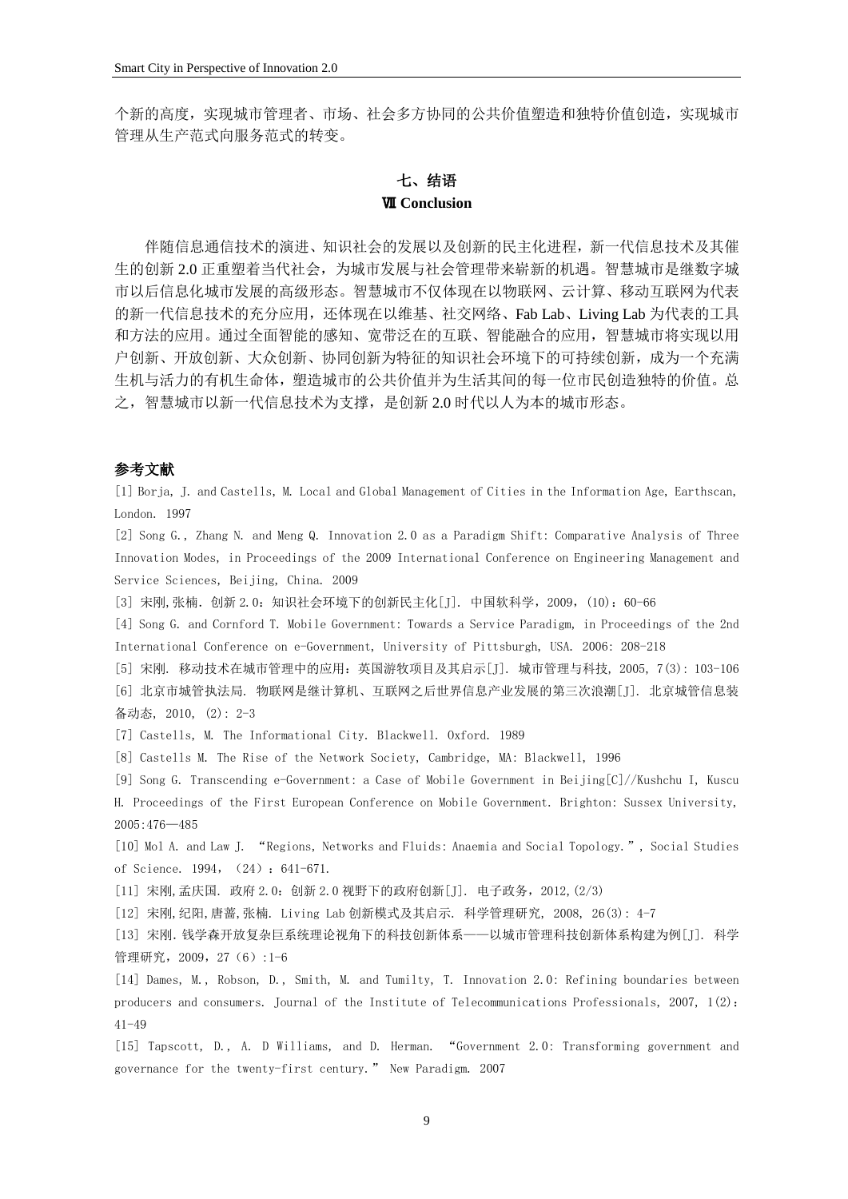个新的高度，实现城市管理者、市场、社会多方协同的公共价值塑造和独特价值创造，实现城市管理从生产范式向服务范式的转变。

## 七、结语
## Ⅶ Conclusion

伴随信息通信技术的演进、知识社会的发展以及创新的民主化进程，新一代信息技术及其催生的创新 2.0 正重塑着当代社会，为城市发展与社会管理带来崭新的机遇。智慧城市是继数字城市以后信息化城市发展的高级形态。智慧城市不仅体现在以物联网、云计算、移动互联网为代表的新一代信息技术的充分应用，还体现在以维基、社交网络、Fab Lab、Living Lab 为代表的工具和方法的应用。通过全面智能的感知、宽带泛在的互联、智能融合的应用，智慧城市将实现以用户创新、开放创新、大众创新、协同创新为特征的知识社会环境下的可持续创新，成为一个充满生机与活力的有机生命体，塑造城市的公共价值并为生活其间的每一位市民创造独特的价值。总之，智慧城市以新一代信息技术为支撑，是创新 2.0 时代以人为本的城市形态。

**参考文献**

[1] Borja, J. and Castells, M. Local and Global Management of Cities in the Information Age, Earthscan, London. 1997

[2] Song G., Zhang N. and Meng Q. Innovation 2.0 as a Paradigm Shift: Comparative Analysis of Three Innovation Modes, in Proceedings of the 2009 International Conference on Engineering Management and Service Sciences, Beijing, China. 2009

[3] 宋刚,张楠. 创新 2.0：知识社会环境下的创新民主化[J]. 中国软科学，2009，(10)：60-66

[4] Song G. and Cornford T. Mobile Government: Towards a Service Paradigm, in Proceedings of the 2nd International Conference on e-Government, University of Pittsburgh, USA. 2006: 208-218

[5] 宋刚. 移动技术在城市管理中的应用：英国游牧项目及其启示[J]. 城市管理与科技, 2005, 7(3): 103-106

[6] 北京市城管执法局. 物联网是继计算机、互联网之后世界信息产业发展的第三次浪潮[J]. 北京城管信息装备动态, 2010, (2): 2-3

[7] Castells, M. The Informational City. Blackwell. Oxford. 1989

[8] Castells M. The Rise of the Network Society, Cambridge, MA: Blackwell, 1996

[9] Song G. Transcending e-Government: a Case of Mobile Government in Beijing[C]//Kushchu I, Kuscu H. Proceedings of the First European Conference on Mobile Government. Brighton: Sussex University, 2005:476—485

[10] Mol A. and Law J. "Regions, Networks and Fluids: Anaemia and Social Topology.", Social Studies of Science. 1994, (24)：641-671.

[11] 宋刚,孟庆国. 政府 2.0：创新 2.0 视野下的政府创新[J]. 电子政务，2012,(2/3)

[12] 宋刚,纪阳,唐蔷,张楠. Living Lab 创新模式及其启示. 科学管理研究, 2008, 26(3): 4-7

[13] 宋刚. 钱学森开放复杂巨系统理论视角下的科技创新体系——以城市管理科技创新体系构建为例[J]. 科学管理研究，2009，27（6）:1-6

[14] Dames, M., Robson, D., Smith, M. and Tumilty, T. Innovation 2.0: Refining boundaries between producers and consumers. Journal of the Institute of Telecommunications Professionals, 2007, 1(2): 41-49

[15] Tapscott, D., A. D Williams, and D. Herman. "Government 2.0: Transforming government and governance for the twenty-first century." New Paradigm. 2007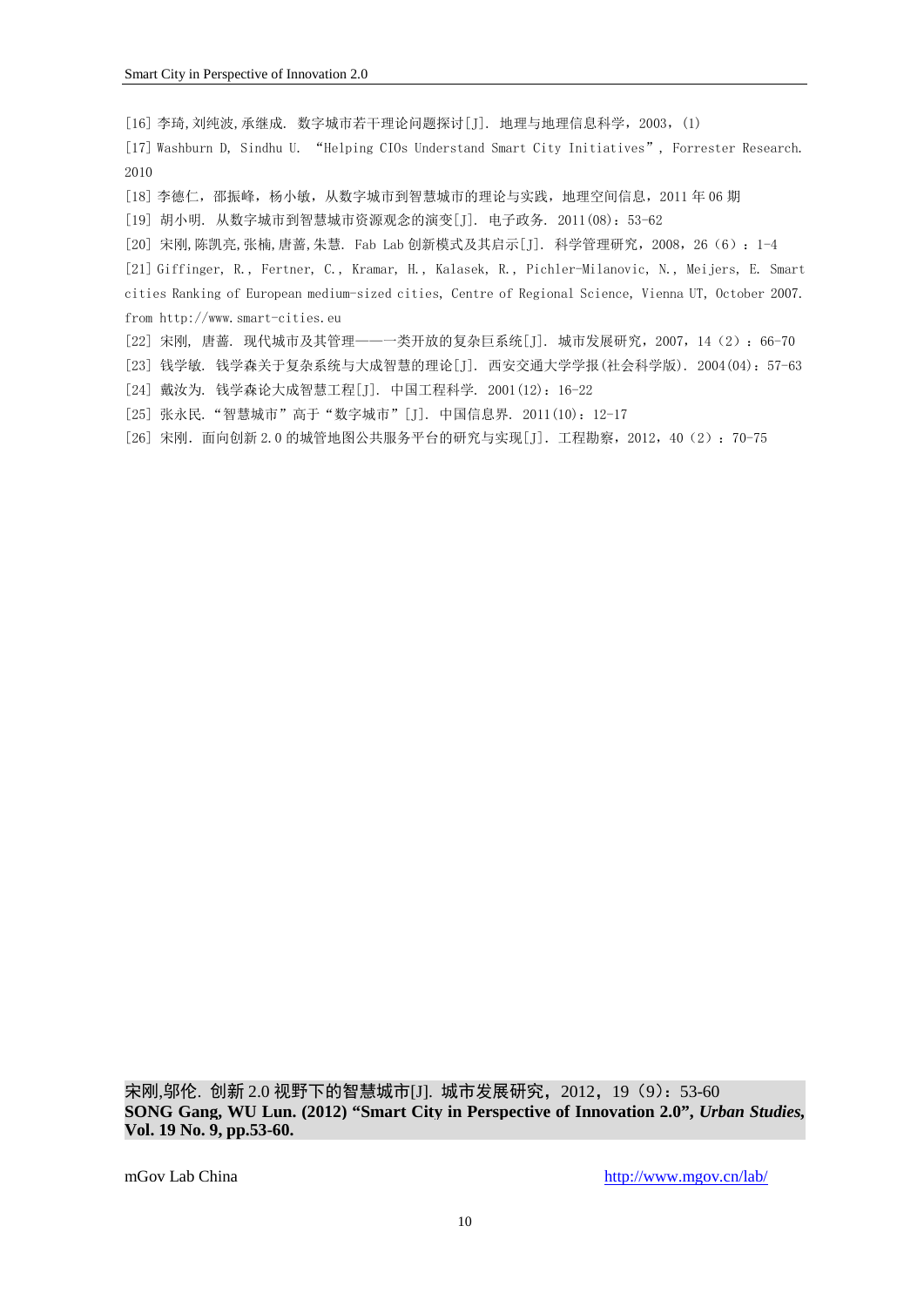[16] 李琦,刘纯波,承继成. 数字城市若干理论问题探讨[J]. 地理与地理信息科学，2003，(1)

[17] Washburn D, Sindhu U. "Helping CIOs Understand Smart City Initiatives", Forrester Research. 2010

[18] 李德仁，邵振峰，杨小敏，从数字城市到智慧城市的理论与实践，地理空间信息，2011 年 06 期

[19] 胡小明. 从数字城市到智慧城市资源观念的演变[J]. 电子政务. 2011(08)：53-62

[20] 宋刚,陈凯亮,张楠,唐蔷,朱慧. Fab Lab 创新模式及其启示[J]. 科学管理研究，2008，26（6）：1-4

[21] Giffinger, R., Fertner, C., Kramar, H., Kalasek, R., Pichler-Milanovic, N., Meijers, E. Smart cities Ranking of European medium-sized cities, Centre of Regional Science, Vienna UT, October 2007. from http://www.smart-cities.eu

[22] 宋刚, 唐蔷. 现代城市及其管理——一类开放的复杂巨系统[J]. 城市发展研究，2007，14（2）：66-70

[23] 钱学敏. 钱学森关于复杂系统与大成智慧的理论[J]. 西安交通大学学报(社会科学版). 2004(04)：57-63

[24] 戴汝为. 钱学森论大成智慧工程[J]. 中国工程科学. 2001(12)：16-22

[25] 张永民. "智慧城市"高于"数字城市"[J]. 中国信息界. 2011(10)：12-17

[26] 宋刚. 面向创新 2.0 的城管地图公共服务平台的研究与实现[J]. 工程勘察，2012，40（2）：70-75

宋刚,邬伦. 创新 2.0 视野下的智慧城市[J]. 城市发展研究，2012，19（9）：53-60
**SONG Gang, WU Lun. (2012) "Smart City in Perspective of Innovation 2.0",** ***Urban Studies,*** **Vol. 19 No. 9, pp.53-60.**

mGov Lab China http://www.mgov.cn/lab/